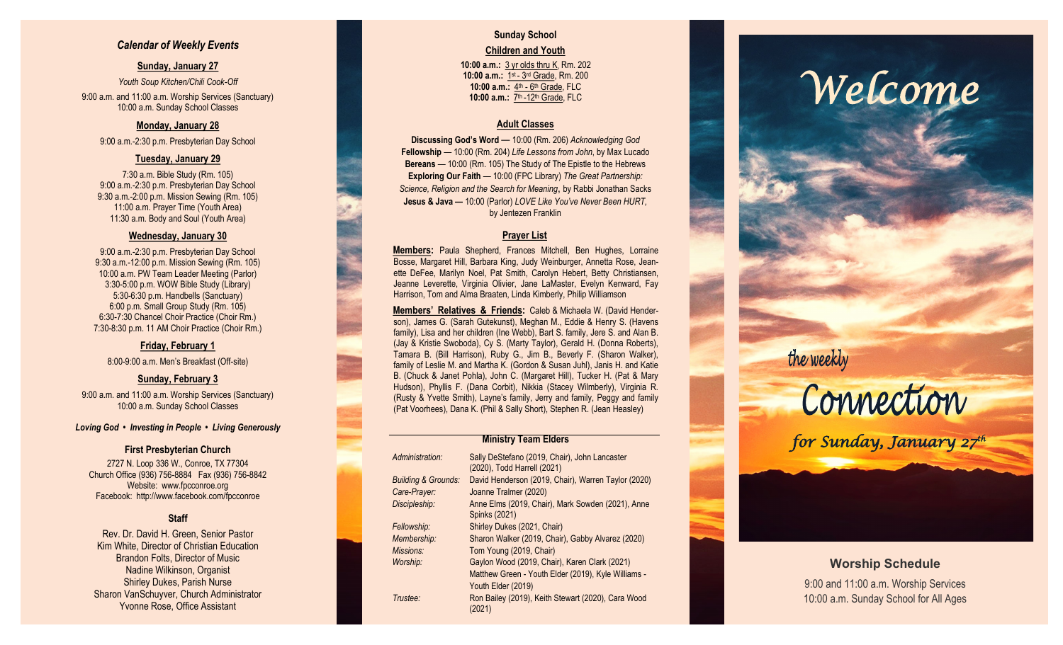### *Calendar of Weekly Events*

**Sunday, January 27**

*Youth Soup Kitchen/Chili Cook-Off*

9:00 a.m. and 11:00 a.m. Worship Services (Sanctuary)
10:00 a.m. Sunday School Classes

**Monday, January 28**

9:00 a.m.-2:30 p.m. Presbyterian Day School

**Tuesday, January 29**

7:30 a.m. Bible Study (Rm. 105)
9:00 a.m.-2:30 p.m. Presbyterian Day School
9:30 a.m.-2:00 p.m. Mission Sewing (Rm. 105)
11:00 a.m. Prayer Time (Youth Area)
11:30 a.m. Body and Soul (Youth Area)

**Wednesday, January 30**

9:00 a.m.-2:30 p.m. Presbyterian Day School
9:30 a.m.-12:00 p.m. Mission Sewing (Rm. 105)
10:00 a.m. PW Team Leader Meeting (Parlor)
3:30-5:00 p.m. WOW Bible Study (Library)
5:30-6:30 p.m. Handbells (Sanctuary)
6:00 p.m. Small Group Study (Rm. 105)
6:30-7:30 Chancel Choir Practice (Choir Rm.)
7:30-8:30 p.m. 11 AM Choir Practice (Choir Rm.)

**Friday, February 1**

8:00-9:00 a.m. Men's Breakfast (Off-site)

**Sunday, February 3**

9:00 a.m. and 11:00 a.m. Worship Services (Sanctuary)
10:00 a.m. Sunday School Classes

***Loving God • Investing in People • Living Generously***

**First Presbyterian Church**

2727 N. Loop 336 W., Conroe, TX 77304
Church Office (936) 756-8884 Fax (936) 756-8842
Website: www.fpcconroe.org
Facebook: http://www.facebook.com/fpcconroe

**Staff**

Rev. Dr. David H. Green, Senior Pastor
Kim White, Director of Christian Education
Brandon Folts, Director of Music
Nadine Wilkinson, Organist
Shirley Dukes, Parish Nurse
Sharon VanSchuyver, Church Administrator
Yvonne Rose, Office Assistant

**Sunday School**

**Children and Youth**

**10:00 a.m.:** 3 yr olds thru K, Rm. 202
**10:00 a.m.:** 1st - 3rd Grade, Rm. 200
**10:00 a.m.:** 4th - 6th Grade, FLC
**10:00 a.m.:** 7th -12th Grade, FLC

**Adult Classes**

**Discussing God's Word** — 10:00 (Rm. 206) *Acknowledging God*
**Fellowship** — 10:00 (Rm. 204) *Life Lessons from John*, by Max Lucado
**Bereans** — 10:00 (Rm. 105) The Study of The Epistle to the Hebrews
**Exploring Our Faith** — 10:00 (FPC Library) *The Great Partnership: Science, Religion and the Search for Meaning*, by Rabbi Jonathan Sacks
**Jesus & Java —** 10:00 (Parlor) *LOVE Like You've Never Been HURT,* by Jentezen Franklin

**Prayer List**

**Members:** Paula Shepherd, Frances Mitchell, Ben Hughes, Lorraine Bosse, Margaret Hill, Barbara King, Judy Weinburger, Annetta Rose, Jeanette DeFee, Marilyn Noel, Pat Smith, Carolyn Hebert, Betty Christiansen, Jeanne Leverette, Virginia Olivier, Jane LaMaster, Evelyn Kenward, Fay Harrison, Tom and Alma Braaten, Linda Kimberly, Philip Williamson

**Members' Relatives & Friends:** Caleb & Michaela W. (David Henderson), James G. (Sarah Gutekunst), Meghan M., Eddie & Henry S. (Havens family), Lisa and her children (Ine Webb), Bart S. family, Jere S. and Alan B. (Jay & Kristie Swoboda), Cy S. (Marty Taylor), Gerald H. (Donna Roberts), Tamara B. (Bill Harrison), Ruby G., Jim B., Beverly F. (Sharon Walker), family of Leslie M. and Martha K. (Gordon & Susan Juhl), Janis H. and Katie B. (Chuck & Janet Pohla), John C. (Margaret Hill), Tucker H. (Pat & Mary Hudson), Phyllis F. (Dana Corbit), Nikkia (Stacey Wilmberly), Virginia R. (Rusty & Yvette Smith), Layne's family, Jerry and family, Peggy and family (Pat Voorhees), Dana K. (Phil & Sally Short), Stephen R. (Jean Heasley)

**Ministry Team Elders**

| | |
|---|---|
| *Administration:* | Sally DeStefano (2019, Chair), John Lancaster (2020), Todd Harrell (2021) |
| *Building & Grounds:* | David Henderson (2019, Chair), Warren Taylor (2020) |
| *Care-Prayer:* | Joanne Tralmer (2020) |
| *Discipleship:* | Anne Elms (2019, Chair), Mark Sowden (2021), Anne Spinks (2021) |
| *Fellowship:* | Shirley Dukes (2021, Chair) |
| *Membership:* | Sharon Walker (2019, Chair), Gabby Alvarez (2020) |
| *Missions:* | Tom Young (2019, Chair) |
| *Worship:* | Gaylon Wood (2019, Chair), Karen Clark (2021) Matthew Green - Youth Elder (2019), Kyle Williams - Youth Elder (2019) |
| *Trustee:* | Ron Bailey (2019), Keith Stewart (2020), Cara Wood (2021) |

# *Welcome*

*the weekly*

# Connection

*for Sunday, January 27th*

**Worship Schedule**

9:00 and 11:00 a.m. Worship Services
10:00 a.m. Sunday School for All Ages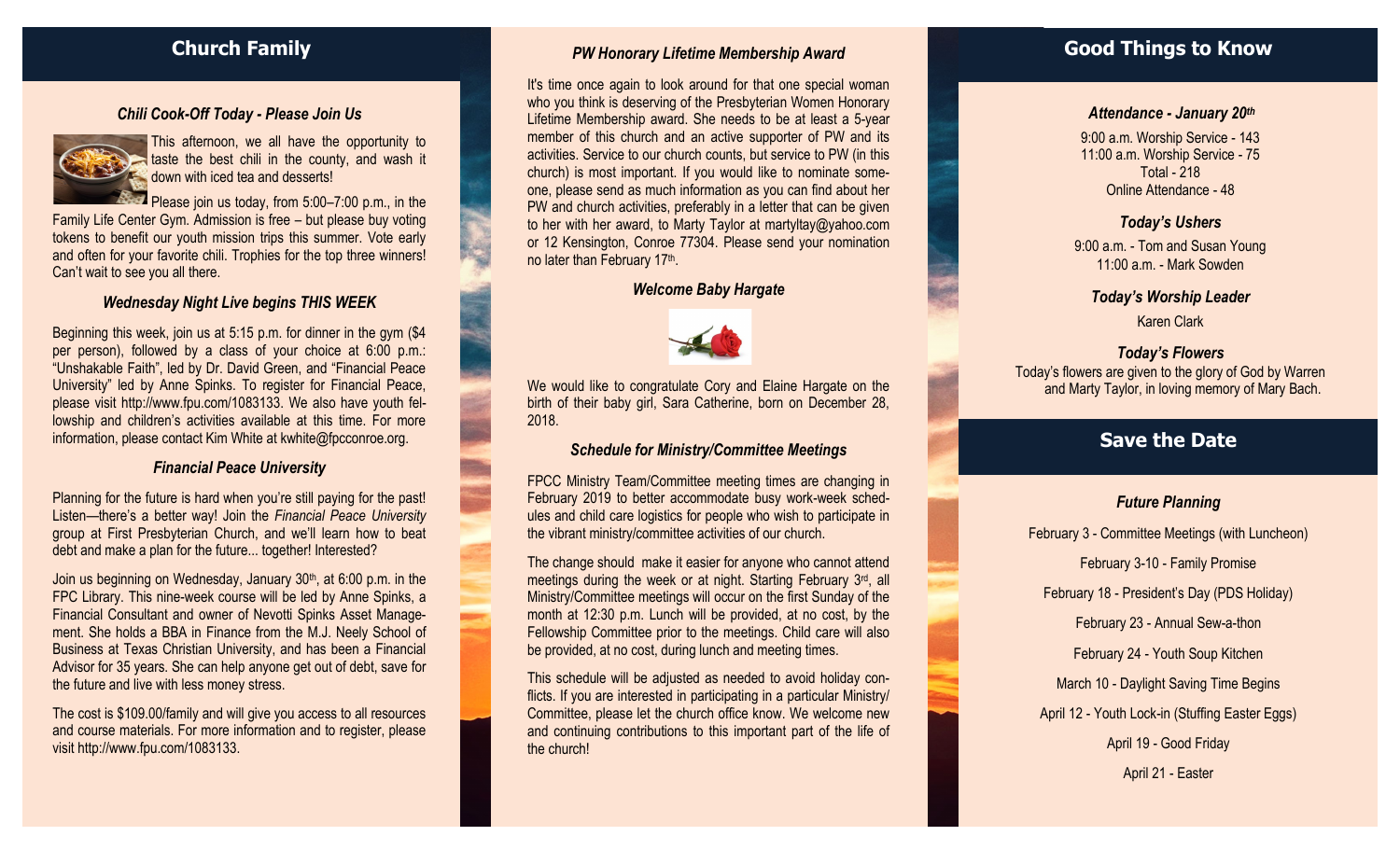## Church Family

### *Chili Cook-Off Today - Please Join Us*

This afternoon, we all have the opportunity to taste the best chili in the county, and wash it down with iced tea and desserts!

Please join us today, from 5:00–7:00 p.m., in the Family Life Center Gym. Admission is free – but please buy voting tokens to benefit our youth mission trips this summer. Vote early and often for your favorite chili. Trophies for the top three winners! Can't wait to see you all there.

### *Wednesday Night Live begins THIS WEEK*

Beginning this week, join us at 5:15 p.m. for dinner in the gym ($4 per person), followed by a class of your choice at 6:00 p.m.: "Unshakable Faith", led by Dr. David Green, and "Financial Peace University" led by Anne Spinks. To register for Financial Peace, please visit http://www.fpu.com/1083133. We also have youth fellowship and children's activities available at this time. For more information, please contact Kim White at kwhite@fpcconroe.org.

### *Financial Peace University*

Planning for the future is hard when you're still paying for the past! Listen—there's a better way! Join the *Financial Peace University* group at First Presbyterian Church, and we'll learn how to beat debt and make a plan for the future... together! Interested?

Join us beginning on Wednesday, January 30th, at 6:00 p.m. in the FPC Library. This nine-week course will be led by Anne Spinks, a Financial Consultant and owner of Nevotti Spinks Asset Management. She holds a BBA in Finance from the M.J. Neely School of Business at Texas Christian University, and has been a Financial Advisor for 35 years. She can help anyone get out of debt, save for the future and live with less money stress.

The cost is $109.00/family and will give you access to all resources and course materials. For more information and to register, please visit http://www.fpu.com/1083133.

### *PW Honorary Lifetime Membership Award*

It's time once again to look around for that one special woman who you think is deserving of the Presbyterian Women Honorary Lifetime Membership award. She needs to be at least a 5-year member of this church and an active supporter of PW and its activities. Service to our church counts, but service to PW (in this church) is most important. If you would like to nominate someone, please send as much information as you can find about her PW and church activities, preferably in a letter that can be given to her with her award, to Marty Taylor at martyltay@yahoo.com or 12 Kensington, Conroe 77304. Please send your nomination no later than February 17th.

### *Welcome Baby Hargate*

We would like to congratulate Cory and Elaine Hargate on the birth of their baby girl, Sara Catherine, born on December 28, 2018.

### *Schedule for Ministry/Committee Meetings*

FPCC Ministry Team/Committee meeting times are changing in February 2019 to better accommodate busy work-week schedules and child care logistics for people who wish to participate in the vibrant ministry/committee activities of our church.

The change should make it easier for anyone who cannot attend meetings during the week or at night. Starting February 3rd, all Ministry/Committee meetings will occur on the first Sunday of the month at 12:30 p.m. Lunch will be provided, at no cost, by the Fellowship Committee prior to the meetings. Child care will also be provided, at no cost, during lunch and meeting times.

This schedule will be adjusted as needed to avoid holiday conflicts. If you are interested in participating in a particular Ministry/Committee, please let the church office know. We welcome new and continuing contributions to this important part of the life of the church!

## Good Things to Know

### *Attendance - January 20th*

9:00 a.m. Worship Service - 143
11:00 a.m. Worship Service - 75
Total - 218
Online Attendance - 48

### *Today's Ushers*

9:00 a.m. - Tom and Susan Young
11:00 a.m. - Mark Sowden

### *Today's Worship Leader*

Karen Clark

### *Today's Flowers*

Today's flowers are given to the glory of God by Warren and Marty Taylor, in loving memory of Mary Bach.

## Save the Date

### *Future Planning*

February 3 - Committee Meetings (with Luncheon)

February 3-10 - Family Promise

February 18 - President's Day (PDS Holiday)

February 23 - Annual Sew-a-thon

February 24 - Youth Soup Kitchen

March 10 - Daylight Saving Time Begins

April 12 - Youth Lock-in (Stuffing Easter Eggs)

April 19 - Good Friday

April 21 - Easter